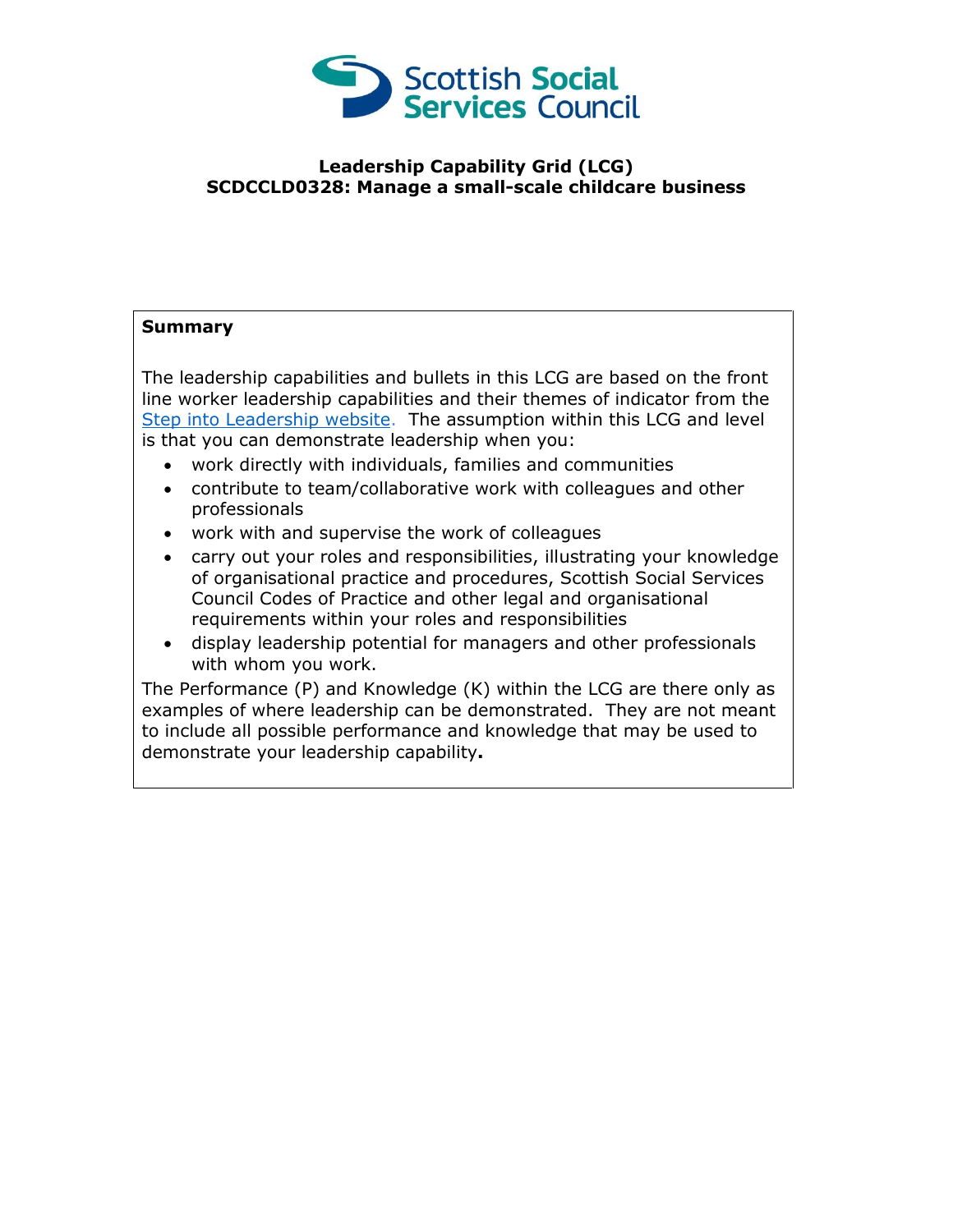**Leadership Capability Grid (LCG)**
**SCDCCLD0328: Manage a small-scale childcare business**

**Summary**

The leadership capabilities and bullets in this LCG are based on the front line worker leadership capabilities and their themes of indicator from the [Step into Leadership website](). The assumption within this LCG and level is that you can demonstrate leadership when you:

- work directly with individuals, families and communities
- contribute to team/collaborative work with colleagues and other professionals
- work with and supervise the work of colleagues
- carry out your roles and responsibilities, illustrating your knowledge of organisational practice and procedures, Scottish Social Services Council Codes of Practice and other legal and organisational requirements within your roles and responsibilities
- display leadership potential for managers and other professionals with whom you work.

The Performance (P) and Knowledge (K) within the LCG are there only as examples of where leadership can be demonstrated. They are not meant to include all possible performance and knowledge that may be used to demonstrate your leadership capability.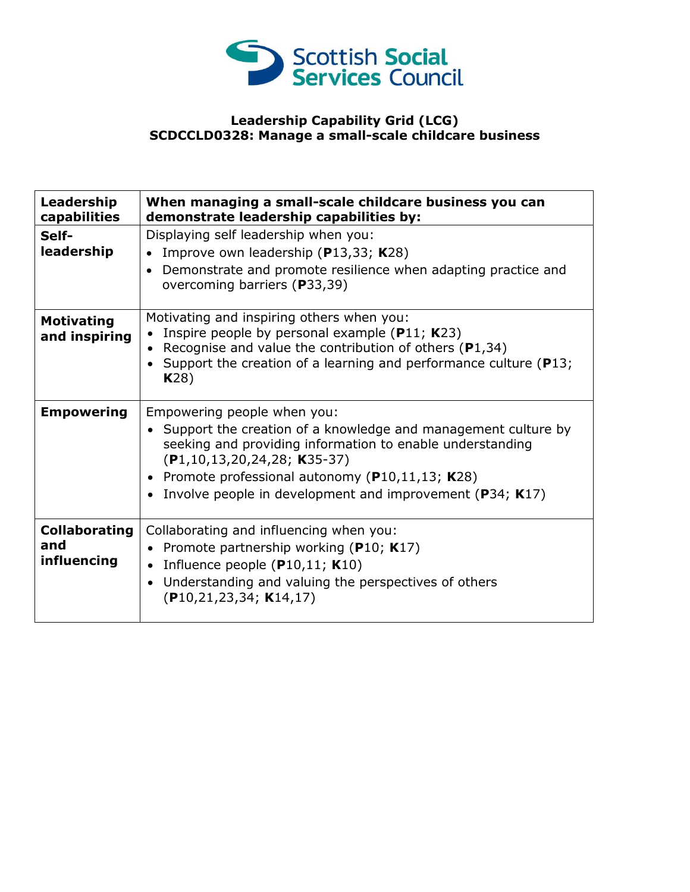**Leadership Capability Grid (LCG)**
**SCDCCLD0328: Manage a small-scale childcare business**

| Leadership capabilities | When managing a small-scale childcare business you can demonstrate leadership capabilities by: |
|---|---|
| **Self-leadership** | Displaying self leadership when you:<br>• Improve own leadership (**P**13,33; **K**28)<br>• Demonstrate and promote resilience when adapting practice and overcoming barriers (**P**33,39) |
| **Motivating and inspiring** | Motivating and inspiring others when you:<br>• Inspire people by personal example (**P**11; **K**23)<br>• Recognise and value the contribution of others (**P**1,34)<br>• Support the creation of a learning and performance culture (**P**13; **K**28) |
| **Empowering** | Empowering people when you:<br>• Support the creation of a knowledge and management culture by seeking and providing information to enable understanding (**P**1,10,13,20,24,28; **K**35-37)<br>• Promote professional autonomy (**P**10,11,13; **K**28)<br>• Involve people in development and improvement (**P**34; **K**17) |
| **Collaborating and influencing** | Collaborating and influencing when you:<br>• Promote partnership working (**P**10; **K**17)<br>• Influence people (**P**10,11; **K**10)<br>• Understanding and valuing the perspectives of others (**P**10,21,23,34; **K**14,17) |